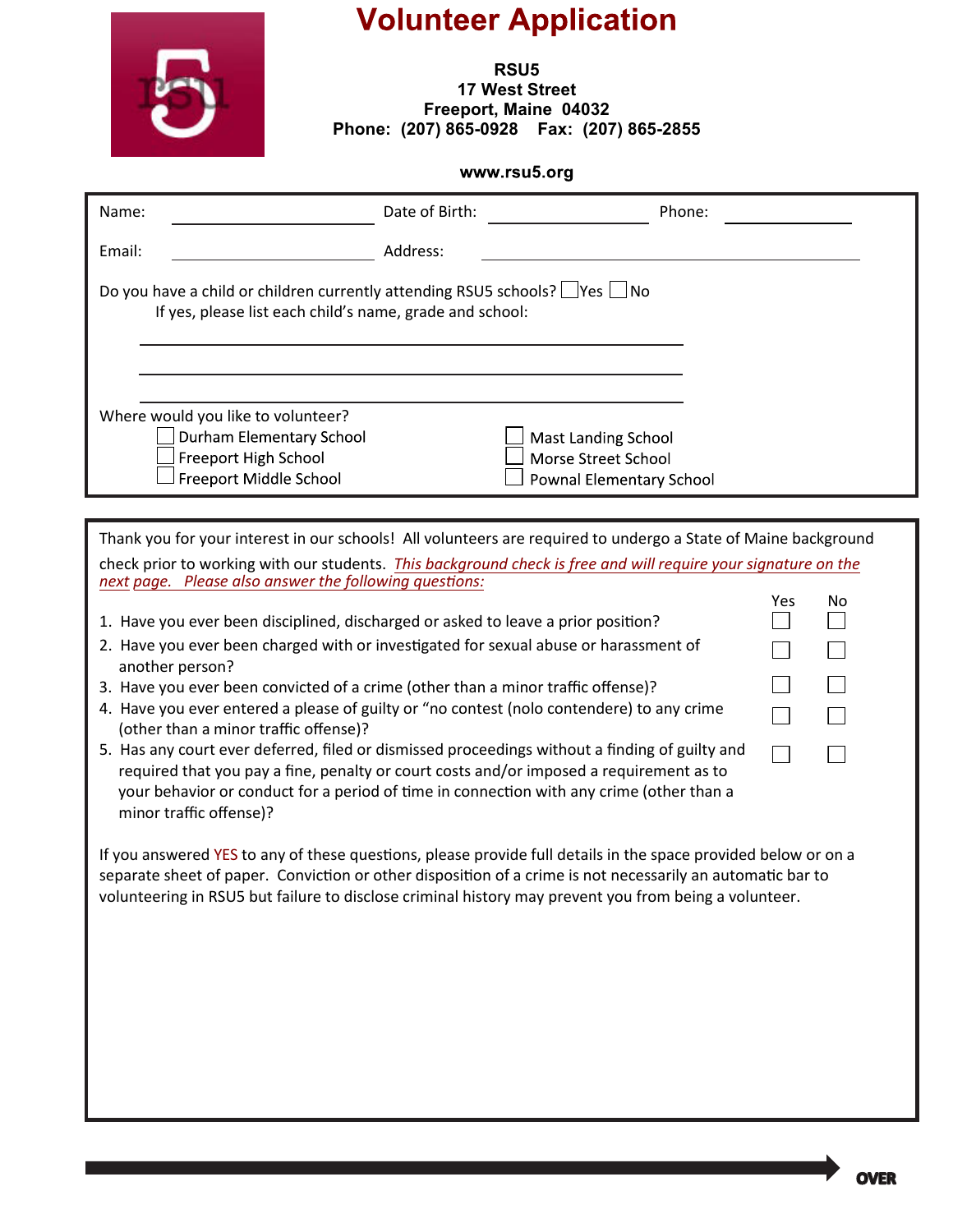# Volunteer Application

**RSU5**
**17 West Street**
**Freeport, Maine 04032**
**Phone: (207) 865-0928 Fax: (207) 865-2855**

**www.rsu5.org**

Name: ____________________ Date of Birth: ________________ Phone: ____________

Email: ____________________ Address: ______________________________________

Do you have a child or children currently attending RSU5 schools? ☐ Yes ☐ No
If yes, please list each child's name, grade and school:

______________________________________________________

______________________________________________________

______________________________________________________

Where would you like to volunteer?

- ☐ Durham Elementary School
- ☐ Freeport High School
- ☐ Freeport Middle School
- ☐ Mast Landing School
- ☐ Morse Street School
- ☐ Pownal Elementary School

Thank you for your interest in our schools! All volunteers are required to undergo a State of Maine background check prior to working with our students. *This background check is free and will require your signature on the next page. Please also answer the following questions:*

| Question | Yes | No |
| --- | --- | --- |
| 1. Have you ever been disciplined, discharged or asked to leave a prior position? | ☐ | ☐ |
| 2. Have you ever been charged with or investigated for sexual abuse or harassment of another person? | ☐ | ☐ |
| 3. Have you ever been convicted of a crime (other than a minor traffic offense)? | ☐ | ☐ |
| 4. Have you ever entered a please of guilty or "no contest (nolo contendere) to any crime (other than a minor traffic offense)? | ☐ | ☐ |
| 5. Has any court ever deferred, filed or dismissed proceedings without a finding of guilty and required that you pay a fine, penalty or court costs and/or imposed a requirement as to your behavior or conduct for a period of time in connection with any crime (other than a minor traffic offense)? | ☐ | ☐ |

If you answered YES to any of these questions, please provide full details in the space provided below or on a separate sheet of paper. Conviction or other disposition of a crime is not necessarily an automatic bar to volunteering in RSU5 but failure to disclose criminal history may prevent you from being a volunteer.

**OVER**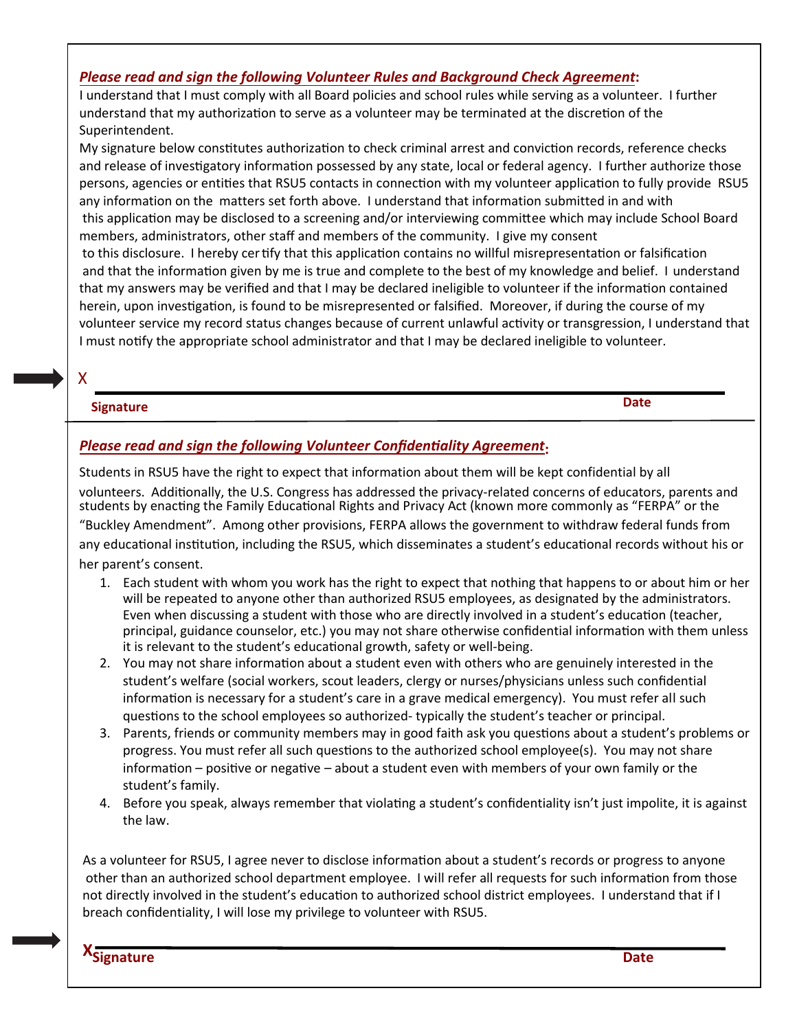***Please read and sign the following Volunteer Rules and Background Check Agreement*:**

I understand that I must comply with all Board policies and school rules while serving as a volunteer. I further understand that my authorization to serve as a volunteer may be terminated at the discretion of the Superintendent.

My signature below constitutes authorization to check criminal arrest and conviction records, reference checks and release of investigatory information possessed by any state, local or federal agency. I further authorize those persons, agencies or entities that RSU5 contacts in connection with my volunteer application to fully provide RSU5 any information on the matters set forth above. I understand that information submitted in and with this application may be disclosed to a screening and/or interviewing committee which may include School Board members, administrators, other staff and members of the community. I give my consent to this disclosure. I hereby certify that this application contains no willful misrepresentation or falsification and that the information given by me is true and complete to the best of my knowledge and belief. I understand that my answers may be verified and that I may be declared ineligible to volunteer if the information contained herein, upon investigation, is found to be misrepresented or falsified. Moreover, if during the course of my volunteer service my record status changes because of current unlawful activity or transgression, I understand that I must notify the appropriate school administrator and that I may be declared ineligible to volunteer.

X ________________________________________________

**Signature** **Date**

***Please read and sign the following Volunteer Confidentiality Agreement*:**

Students in RSU5 have the right to expect that information about them will be kept confidential by all volunteers. Additionally, the U.S. Congress has addressed the privacy-related concerns of educators, parents and students by enacting the Family Educational Rights and Privacy Act (known more commonly as "FERPA" or the "Buckley Amendment". Among other provisions, FERPA allows the government to withdraw federal funds from any educational institution, including the RSU5, which disseminates a student's educational records without his or her parent's consent.

1. Each student with whom you work has the right to expect that nothing that happens to or about him or her will be repeated to anyone other than authorized RSU5 employees, as designated by the administrators. Even when discussing a student with those who are directly involved in a student's education (teacher, principal, guidance counselor, etc.) you may not share otherwise confidential information with them unless it is relevant to the student's educational growth, safety or well-being.
2. You may not share information about a student even with others who are genuinely interested in the student's welfare (social workers, scout leaders, clergy or nurses/physicians unless such confidential information is necessary for a student's care in a grave medical emergency). You must refer all such questions to the school employees so authorized- typically the student's teacher or principal.
3. Parents, friends or community members may in good faith ask you questions about a student's problems or progress. You must refer all such questions to the authorized school employee(s). You may not share information – positive or negative – about a student even with members of your own family or the student's family.
4. Before you speak, always remember that violating a student's confidentiality isn't just impolite, it is against the law.

As a volunteer for RSU5, I agree never to disclose information about a student's records or progress to anyone other than an authorized school department employee. I will refer all requests for such information from those not directly involved in the student's education to authorized school district employees. I understand that if I breach confidentiality, I will lose my privilege to volunteer with RSU5.

X ________________________________________________

**Signature** **Date**